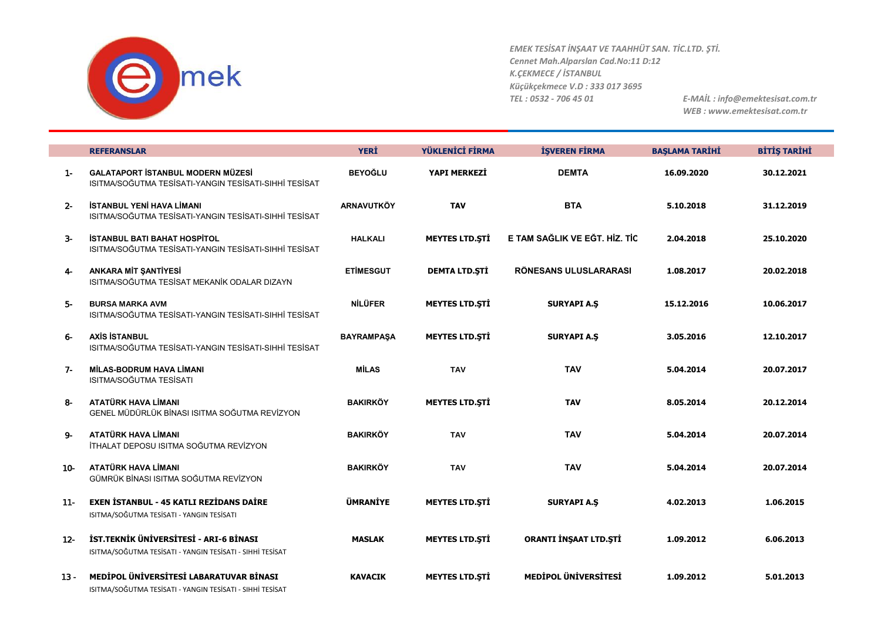*EMEK TESİSAT İNŞAAT VE TAAHHÜT SAN. TİC.LTD. ŞTİ.*
*Cennet Mah.Alparslan Cad.No:11 D:12*
*K.ÇEKMECE / İSTANBUL*
*Küçükçekmece V.D : 333 017 3695*
*TEL : 0532 - 706 45 01*

*E-MAİL : info@emektesisat.com.tr*
*WEB : www.emektesisat.com.tr*

| | REFERANSLAR | YERİ | YÜKLENİCİ FİRMA | İŞVEREN FİRMA | BAŞLAMA TARİHİ | BİTİŞ TARİHİ |
|---|---|---|---|---|---|---|
| 1- | **GALATAPORT İSTANBUL MODERN MÜZESİ** ISITMA/SOĞUTMA TESİSATI-YANGIN TESİSATI-SIHHİ TESİSAT | BEYOĞLU | YAPI MERKEZİ | DEMTA | 16.09.2020 | 30.12.2021 |
| 2- | **İSTANBUL YENİ HAVA LİMANI** ISITMA/SOĞUTMA TESİSATI-YANGIN TESİSATI-SIHHİ TESİSAT | ARNAVUTKÖY | TAV | BTA | 5.10.2018 | 31.12.2019 |
| 3- | **İSTANBUL BATI BAHAT HOSPİTOL** ISITMA/SOĞUTMA TESİSATI-YANGIN TESİSATI-SIHHİ TESİSAT | HALKALI | MEYTES LTD.ŞTİ | E TAM SAĞLIK VE EĞT. HİZ. TİC | 2.04.2018 | 25.10.2020 |
| 4- | **ANKARA MİT ŞANTİYESİ** ISITMA/SOĞUTMA TESİSAT MEKANİK ODALAR DIZAYN | ETİMESGUT | DEMTA LTD.ŞTİ | RÖNESANS ULUSLARARASI | 1.08.2017 | 20.02.2018 |
| 5- | **BURSA MARKA AVM** ISITMA/SOĞUTMA TESİSATI-YANGIN TESİSATI-SIHHİ TESİSAT | NİLÜFER | MEYTES LTD.ŞTİ | SURYAPI A.Ş | 15.12.2016 | 10.06.2017 |
| 6- | **AXİS İSTANBUL** ISITMA/SOĞUTMA TESİSATI-YANGIN TESİSATI-SIHHİ TESİSAT | BAYRAMPAŞA | MEYTES LTD.ŞTİ | SURYAPI A.Ş | 3.05.2016 | 12.10.2017 |
| 7- | **MİLAS-BODRUM HAVA LİMANI** ISITMA/SOĞUTMA TESİSATI | MİLAS | TAV | TAV | 5.04.2014 | 20.07.2017 |
| 8- | **ATATÜRK HAVA LİMANI** GENEL MÜDÜRLÜK BİNASI ISITMA SOĞUTMA REVİZYON | BAKIRKÖY | MEYTES LTD.ŞTİ | TAV | 8.05.2014 | 20.12.2014 |
| 9- | **ATATÜRK HAVA LİMANI** İTHALAT DEPOSU ISITMA SOĞUTMA REVİZYON | BAKIRKÖY | TAV | TAV | 5.04.2014 | 20.07.2014 |
| 10- | **ATATÜRK HAVA LİMANI** GÜMRÜK BİNASI ISITMA SOĞUTMA REVİZYON | BAKIRKÖY | TAV | TAV | 5.04.2014 | 20.07.2014 |
| 11- | **EXEN İSTANBUL - 45 KATLI REZİDANS DAİRE** ISITMA/SOĞUTMA TESİSATI - YANGIN TESİSATI | ÜMRANİYE | MEYTES LTD.ŞTİ | SURYAPI A.Ş | 4.02.2013 | 1.06.2015 |
| 12- | **İST.TEKNİK ÜNİVERSİTESİ - ARI-6 BİNASI** ISITMA/SOĞUTMA TESİSATI - YANGIN TESİSATI - SIHHİ TESİSAT | MASLAK | MEYTES LTD.ŞTİ | ORANTI İNŞAAT LTD.ŞTİ | 1.09.2012 | 6.06.2013 |
| 13 - | **MEDİPOL ÜNİVERSİTESİ LABARATUVAR BİNASI** ISITMA/SOĞUTMA TESİSATI - YANGIN TESİSATI - SIHHİ TESİSAT | KAVACIK | MEYTES LTD.ŞTİ | MEDİPOL ÜNİVERSİTESİ | 1.09.2012 | 5.01.2013 |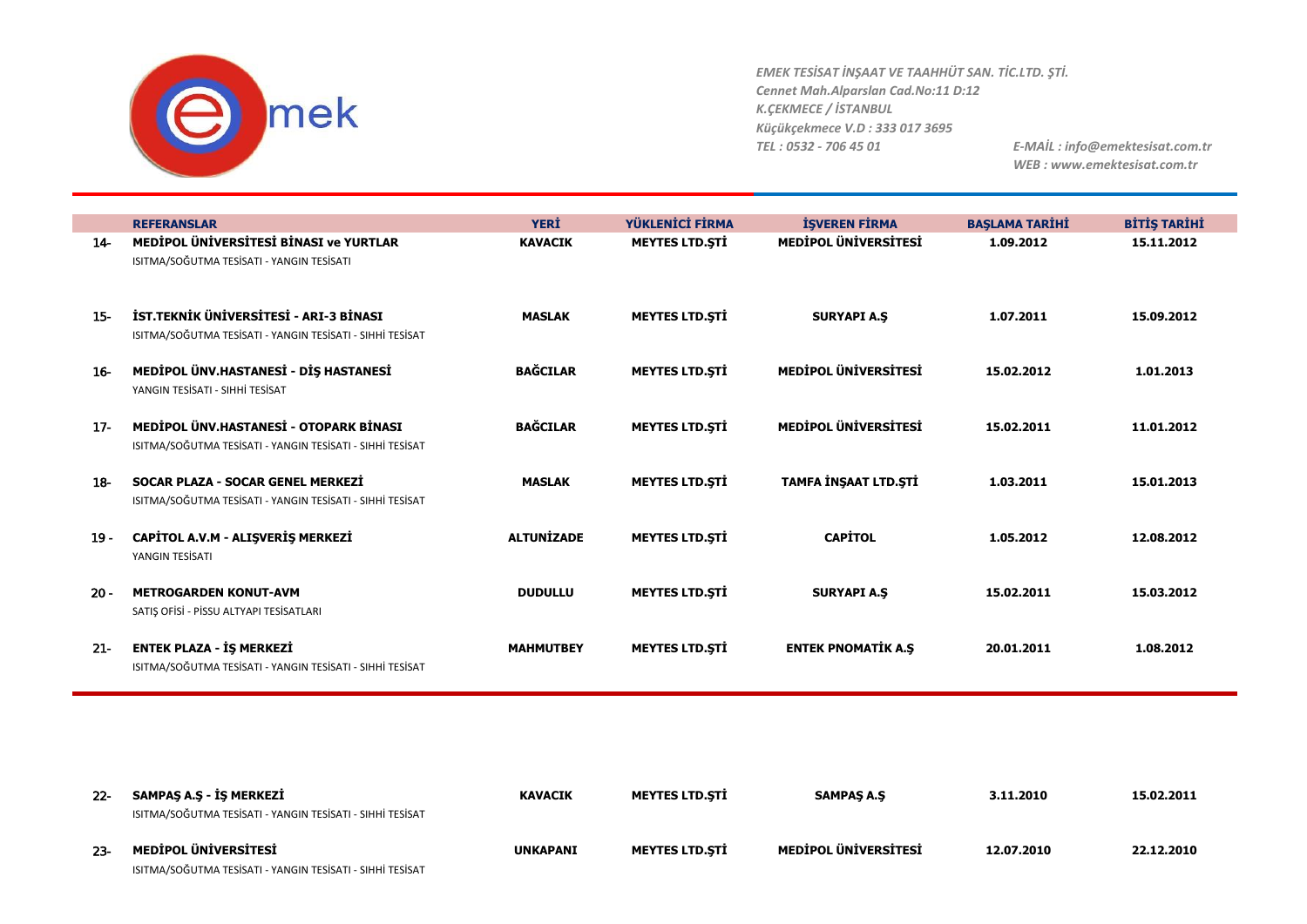*EMEK TESİSAT İNŞAAT VE TAAHHÜT SAN. TİC.LTD. ŞTİ.*
*Cennet Mah.Alparslan Cad.No:11 D:12*
*K.ÇEKMECE / İSTANBUL*
*Küçükçekmece V.D : 333 017 3695*
*TEL : 0532 - 706 45 01*
*E-MAİL : info@emektesisat.com.tr*
*WEB : www.emektesisat.com.tr*

| | REFERANSLAR | YERİ | YÜKLENİCİ FİRMA | İŞVEREN FİRMA | BAŞLAMA TARİHİ | BİTİŞ TARİHİ |
|---|---|---|---|---|---|---|
| 14- | **MEDİPOL ÜNİVERSİTESİ BİNASI ve YURTLAR**<br>ISITMA/SOĞUTMA TESİSATI - YANGIN TESİSATI | **KAVACIK** | **MEYTES LTD.ŞTİ** | **MEDİPOL ÜNİVERSİTESİ** | **1.09.2012** | **15.11.2012** |
| 15- | **İST.TEKNİK ÜNİVERSİTESİ - ARI-3 BİNASI**<br>ISITMA/SOĞUTMA TESİSATI - YANGIN TESİSATI - SIHHİ TESİSAT | **MASLAK** | **MEYTES LTD.ŞTİ** | **SURYAPI A.Ş** | **1.07.2011** | **15.09.2012** |
| 16- | **MEDİPOL ÜNV.HASTANESİ - DİŞ HASTANESİ**<br>YANGIN TESİSATI - SIHHİ TESİSAT | **BAĞCILAR** | **MEYTES LTD.ŞTİ** | **MEDİPOL ÜNİVERSİTESİ** | **15.02.2012** | **1.01.2013** |
| 17- | **MEDİPOL ÜNV.HASTANESİ - OTOPARK BİNASI**<br>ISITMA/SOĞUTMA TESİSATI - YANGIN TESİSATI - SIHHİ TESİSAT | **BAĞCILAR** | **MEYTES LTD.ŞTİ** | **MEDİPOL ÜNİVERSİTESİ** | **15.02.2011** | **11.01.2012** |
| 18- | **SOCAR PLAZA - SOCAR GENEL MERKEZİ**<br>ISITMA/SOĞUTMA TESİSATI - YANGIN TESİSATI - SIHHİ TESİSAT | **MASLAK** | **MEYTES LTD.ŞTİ** | **TAMFA İNŞAAT LTD.ŞTİ** | **1.03.2011** | **15.01.2013** |
| 19 - | **CAPİTOL A.V.M - ALIŞVERİŞ MERKEZİ**<br>YANGIN TESİSATI | **ALTUNİZADE** | **MEYTES LTD.ŞTİ** | **CAPİTOL** | **1.05.2012** | **12.08.2012** |
| 20 - | **METROGARDEN KONUT-AVM**<br>SATIŞ OFİSİ - PİSSU ALTYAPI TESİSATLARI | **DUDULLU** | **MEYTES LTD.ŞTİ** | **SURYAPI A.Ş** | **15.02.2011** | **15.03.2012** |
| 21- | **ENTEK PLAZA - İŞ MERKEZİ**<br>ISITMA/SOĞUTMA TESİSATI - YANGIN TESİSATI - SIHHİ TESİSAT | **MAHMUTBEY** | **MEYTES LTD.ŞTİ** | **ENTEK PNOMATİK A.Ş** | **20.01.2011** | **1.08.2012** |
| 22- | **SAMPAŞ A.Ş - İŞ MERKEZİ**<br>ISITMA/SOĞUTMA TESİSATI - YANGIN TESİSATI - SIHHİ TESİSAT | **KAVACIK** | **MEYTES LTD.ŞTİ** | **SAMPAŞ A.Ş** | **3.11.2010** | **15.02.2011** |
| 23- | **MEDİPOL ÜNİVERSİTESİ**<br>ISITMA/SOĞUTMA TESİSATI - YANGIN TESİSATI - SIHHİ TESİSAT | **UNKAPANI** | **MEYTES LTD.ŞTİ** | **MEDİPOL ÜNİVERSİTESİ** | **12.07.2010** | **22.12.2010** |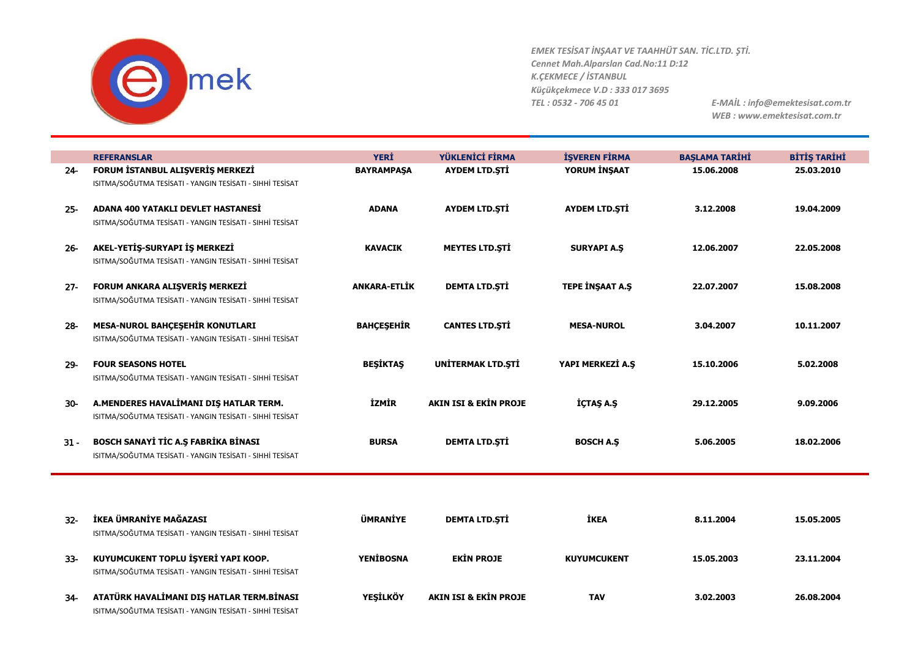EMEK TESİSAT İNŞAAT VE TAAHHÜT SAN. TİC.LTD. ŞTİ.
Cennet Mah.Alparslan Cad.No:11 D:12
K.ÇEKMECE / İSTANBUL
Küçükçekmece V.D : 333 017 3695
TEL : 0532 - 706 45 01
E-MAİL : info@emektesisat.com.tr
WEB : www.emektesisat.com.tr

| | REFERANSLAR | YERİ | YÜKLENİCİ FİRMA | İŞVEREN FİRMA | BAŞLAMA TARİHİ | BİTİŞ TARİHİ |
|---|---|---|---|---|---|---|
| 24- | **FORUM İSTANBUL ALIŞVERİŞ MERKEZİ**<br>ISITMA/SOĞUTMA TESİSATI - YANGIN TESİSATI - SIHHİ TESİSAT | BAYRAMPAŞA | AYDEM LTD.ŞTİ | YORUM İNŞAAT | 15.06.2008 | 25.03.2010 |
| 25- | **ADANA 400 YATAKLI DEVLET HASTANESİ**<br>ISITMA/SOĞUTMA TESİSATI - YANGIN TESİSATI - SIHHİ TESİSAT | ADANA | AYDEM LTD.ŞTİ | AYDEM LTD.ŞTİ | 3.12.2008 | 19.04.2009 |
| 26- | **AKEL-YETİŞ-SURYAPI İŞ MERKEZİ**<br>ISITMA/SOĞUTMA TESİSATI - YANGIN TESİSATI - SIHHİ TESİSAT | KAVACIK | MEYTES LTD.ŞTİ | SURYAPI A.Ş | 12.06.2007 | 22.05.2008 |
| 27- | **FORUM ANKARA ALIŞVERİŞ MERKEZİ**<br>ISITMA/SOĞUTMA TESİSATI - YANGIN TESİSATI - SIHHİ TESİSAT | ANKARA-ETLİK | DEMTA LTD.ŞTİ | TEPE İNŞAAT A.Ş | 22.07.2007 | 15.08.2008 |
| 28- | **MESA-NUROL BAHÇEŞEHİR KONUTLARI**<br>ISITMA/SOĞUTMA TESİSATI - YANGIN TESİSATI - SIHHİ TESİSAT | BAHÇEŞEHİR | CANTES LTD.ŞTİ | MESA-NUROL | 3.04.2007 | 10.11.2007 |
| 29- | **FOUR SEASONS HOTEL**<br>ISITMA/SOĞUTMA TESİSATI - YANGIN TESİSATI - SIHHİ TESİSAT | BEŞİKTAŞ | UNİTERMAK LTD.ŞTİ | YAPI MERKEZİ A.Ş | 15.10.2006 | 5.02.2008 |
| 30- | **A.MENDERES HAVALİMANI DIŞ HATLAR TERM.**<br>ISITMA/SOĞUTMA TESİSATI - YANGIN TESİSATI - SIHHİ TESİSAT | İZMİR | AKIN ISI & EKİN PROJE | İÇTAŞ A.Ş | 29.12.2005 | 9.09.2006 |
| 31 - | **BOSCH SANAYİ TİC A.Ş FABRİKA BİNASI**<br>ISITMA/SOĞUTMA TESİSATI - YANGIN TESİSATI - SIHHİ TESİSAT | BURSA | DEMTA LTD.ŞTİ | BOSCH A.Ş | 5.06.2005 | 18.02.2006 |
| 32- | **İKEA ÜMRANİYE MAĞAZASI**<br>ISITMA/SOĞUTMA TESİSATI - YANGIN TESİSATI - SIHHİ TESİSAT | ÜMRANİYE | DEMTA LTD.ŞTİ | İKEA | 8.11.2004 | 15.05.2005 |
| 33- | **KUYUMCUKENT TOPLU İŞYERİ YAPI KOOP.**<br>ISITMA/SOĞUTMA TESİSATI - YANGIN TESİSATI - SIHHİ TESİSAT | YENİBOSNA | EKİN PROJE | KUYUMCUKENT | 15.05.2003 | 23.11.2004 |
| 34- | **ATATÜRK HAVALİMANI DIŞ HATLAR TERM.BİNASI**<br>ISITMA/SOĞUTMA TESİSATI - YANGIN TESİSATI - SIHHİ TESİSAT | YEŞİLKÖY | AKIN ISI & EKİN PROJE | TAV | 3.02.2003 | 26.08.2004 |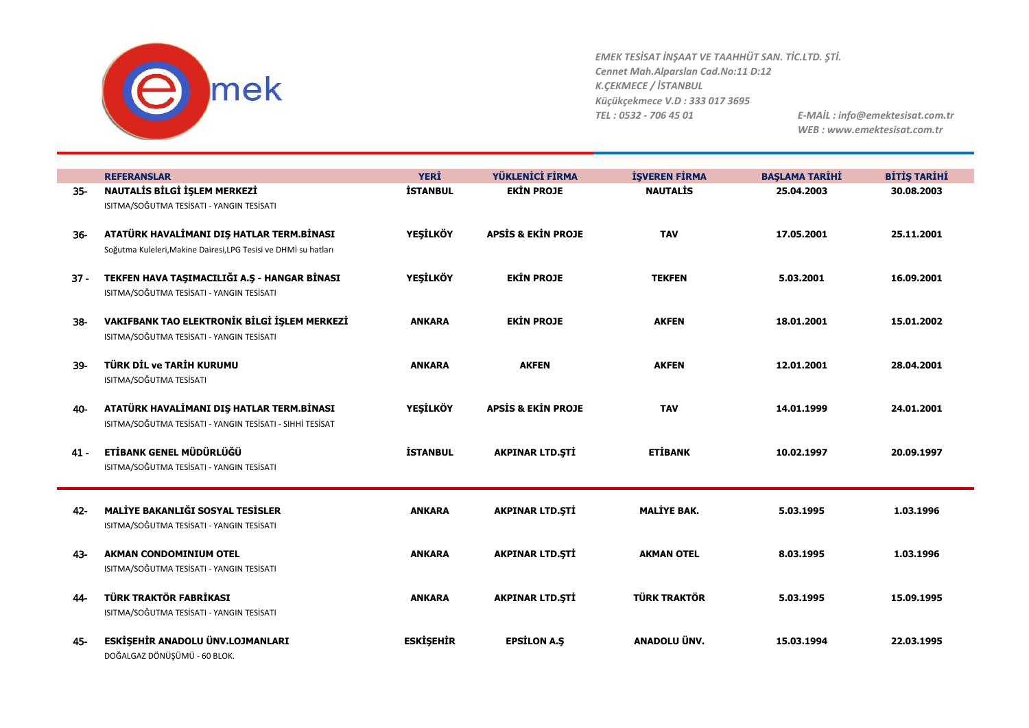| | REFERANSLAR | YERİ | YÜKLENİCİ FİRMA | İŞVEREN FİRMA | BAŞLAMA TARİHİ | BİTİŞ TARİHİ |
|---|---|---|---|---|---|---|
| 35- | **NAUTALİS BİLGİ İŞLEM MERKEZİ**<br>ISITMA/SOĞUTMA TESİSATI - YANGIN TESİSATI | **İSTANBUL** | **EKİN PROJE** | **NAUTALİS** | **25.04.2003** | **30.08.2003** |
| 36- | **ATATÜRK HAVALİMANI DIŞ HATLAR TERM.BİNASI**<br>Soğutma Kuleleri,Makine Dairesi,LPG Tesisi ve DHMİ su hatları | **YEŞİLKÖY** | **APSİS & EKİN PROJE** | **TAV** | **17.05.2001** | **25.11.2001** |
| 37 - | **TEKFEN HAVA TAŞIMACILIĞI A.Ş - HANGAR BİNASI**<br>ISITMA/SOĞUTMA TESİSATI - YANGIN TESİSATI | **YEŞİLKÖY** | **EKİN PROJE** | **TEKFEN** | **5.03.2001** | **16.09.2001** |
| 38- | **VAKIFBANK TAO ELEKTRONİK BİLGİ İŞLEM MERKEZİ**<br>ISITMA/SOĞUTMA TESİSATI - YANGIN TESİSATI | **ANKARA** | **EKİN PROJE** | **AKFEN** | **18.01.2001** | **15.01.2002** |
| 39- | **TÜRK DİL ve TARİH KURUMU**<br>ISITMA/SOĞUTMA TESİSATI | **ANKARA** | **AKFEN** | **AKFEN** | **12.01.2001** | **28.04.2001** |
| 40- | **ATATÜRK HAVALİMANI DIŞ HATLAR TERM.BİNASI**<br>ISITMA/SOĞUTMA TESİSATI - YANGIN TESİSATI - SIHHİ TESİSAT | **YEŞİLKÖY** | **APSİS & EKİN PROJE** | **TAV** | **14.01.1999** | **24.01.2001** |
| 41 - | **ETİBANK GENEL MÜDÜRLÜĞÜ**<br>ISITMA/SOĞUTMA TESİSATI - YANGIN TESİSATI | **İSTANBUL** | **AKPINAR LTD.ŞTİ** | **ETİBANK** | **10.02.1997** | **20.09.1997** |
| 42- | **MALİYE BAKANLIĞI SOSYAL TESİSLER**<br>ISITMA/SOĞUTMA TESİSATI - YANGIN TESİSATI | **ANKARA** | **AKPINAR LTD.ŞTİ** | **MALİYE BAK.** | **5.03.1995** | **1.03.1996** |
| 43- | **AKMAN CONDOMINIUM OTEL**<br>ISITMA/SOĞUTMA TESİSATI - YANGIN TESİSATI | **ANKARA** | **AKPINAR LTD.ŞTİ** | **AKMAN OTEL** | **8.03.1995** | **1.03.1996** |
| 44- | **TÜRK TRAKTÖR FABRİKASI**<br>ISITMA/SOĞUTMA TESİSATI - YANGIN TESİSATI | **ANKARA** | **AKPINAR LTD.ŞTİ** | **TÜRK TRAKTÖR** | **5.03.1995** | **15.09.1995** |
| 45- | **ESKİŞEHİR ANADOLU ÜNV.LOJMANLARI**<br>DOĞALGAZ DÖNÜŞÜMÜ - 60 BLOK. | **ESKİŞEHİR** | **EPSİLON A.Ş** | **ANADOLU ÜNV.** | **15.03.1994** | **22.03.1995** |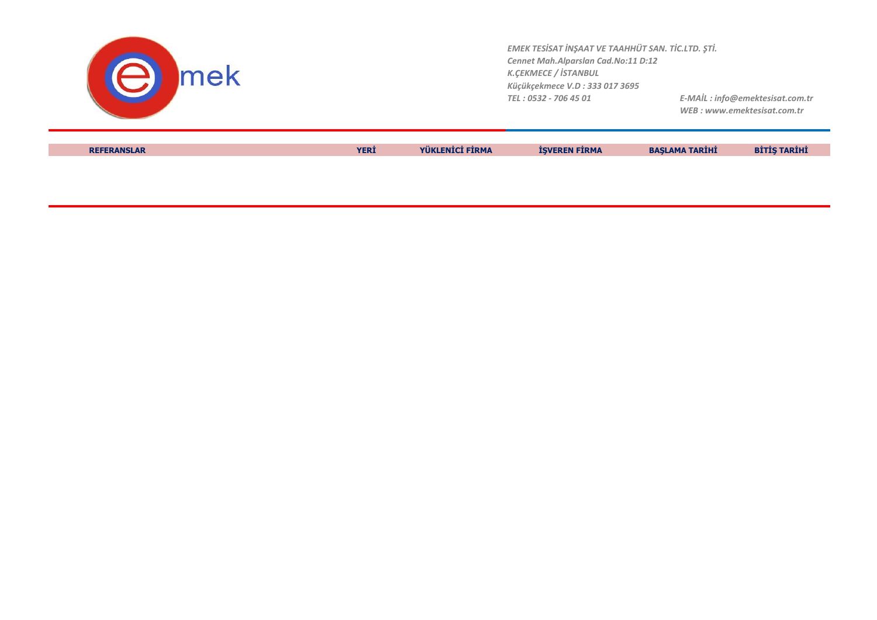*EMEK TESİSAT İNŞAAT VE TAAHHÜT SAN. TİC.LTD. ŞTİ.*
*Cennet Mah.Alparslan Cad.No:11 D:12*
*K.ÇEKMECE / İSTANBUL*
*Küçükçekmece V.D : 333 017 3695*
*TEL : 0532 - 706 45 01*
*E-MAİL : info@emektesisat.com.tr*
*WEB : www.emektesisat.com.tr*

| REFERANSLAR | YERİ | YÜKLENİCİ FİRMA | İŞVEREN FİRMA | BAŞLAMA TARİHİ | BİTİŞ TARİHİ |
|---|---|---|---|---|---|